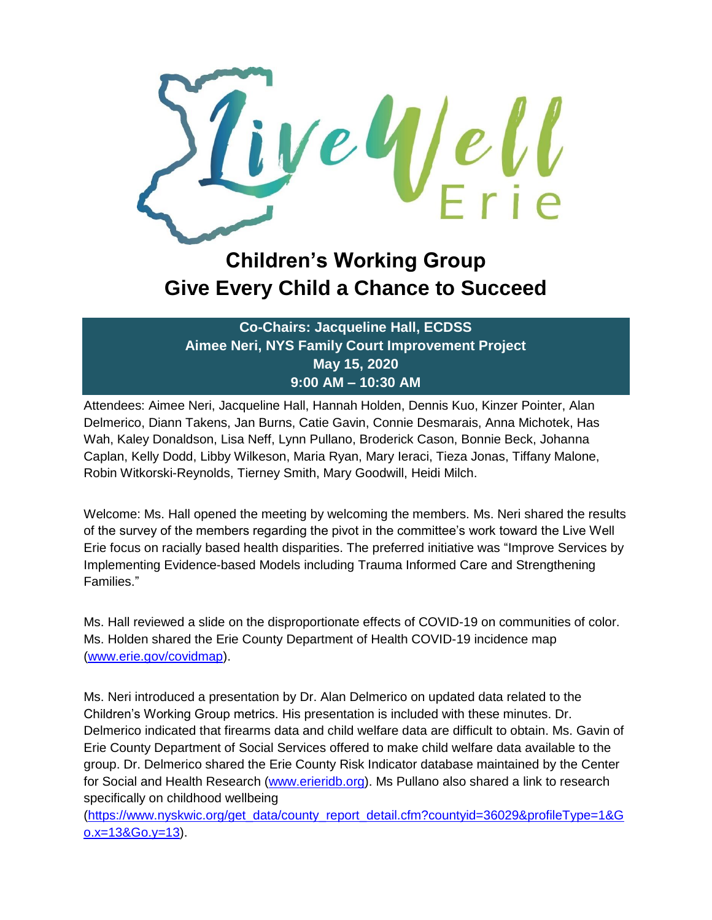# Children's Working Group
# Give Every Child a Chance to Succeed

**Co-Chairs: Jacqueline Hall, ECDSS**
**Aimee Neri, NYS Family Court Improvement Project**
**May 15, 2020**
**9:00 AM – 10:30 AM**

Attendees: Aimee Neri, Jacqueline Hall, Hannah Holden, Dennis Kuo, Kinzer Pointer, Alan Delmerico, Diann Takens, Jan Burns, Catie Gavin, Connie Desmarais, Anna Michotek, Has Wah, Kaley Donaldson, Lisa Neff, Lynn Pullano, Broderick Cason, Bonnie Beck, Johanna Caplan, Kelly Dodd, Libby Wilkeson, Maria Ryan, Mary Ieraci, Tieza Jonas, Tiffany Malone, Robin Witkorski-Reynolds, Tierney Smith, Mary Goodwill, Heidi Milch.

Welcome: Ms. Hall opened the meeting by welcoming the members. Ms. Neri shared the results of the survey of the members regarding the pivot in the committee's work toward the Live Well Erie focus on racially based health disparities. The preferred initiative was "Improve Services by Implementing Evidence-based Models including Trauma Informed Care and Strengthening Families."

Ms. Hall reviewed a slide on the disproportionate effects of COVID-19 on communities of color. Ms. Holden shared the Erie County Department of Health COVID-19 incidence map (www.erie.gov/covidmap).

Ms. Neri introduced a presentation by Dr. Alan Delmerico on updated data related to the Children's Working Group metrics. His presentation is included with these minutes. Dr. Delmerico indicated that firearms data and child welfare data are difficult to obtain. Ms. Gavin of Erie County Department of Social Services offered to make child welfare data available to the group. Dr. Delmerico shared the Erie County Risk Indicator database maintained by the Center for Social and Health Research (www.erieridb.org). Ms Pullano also shared a link to research specifically on childhood wellbeing (https://www.nyskwic.org/get_data/county_report_detail.cfm?countyid=36029&profileType=1&Go.x=13&Go.y=13).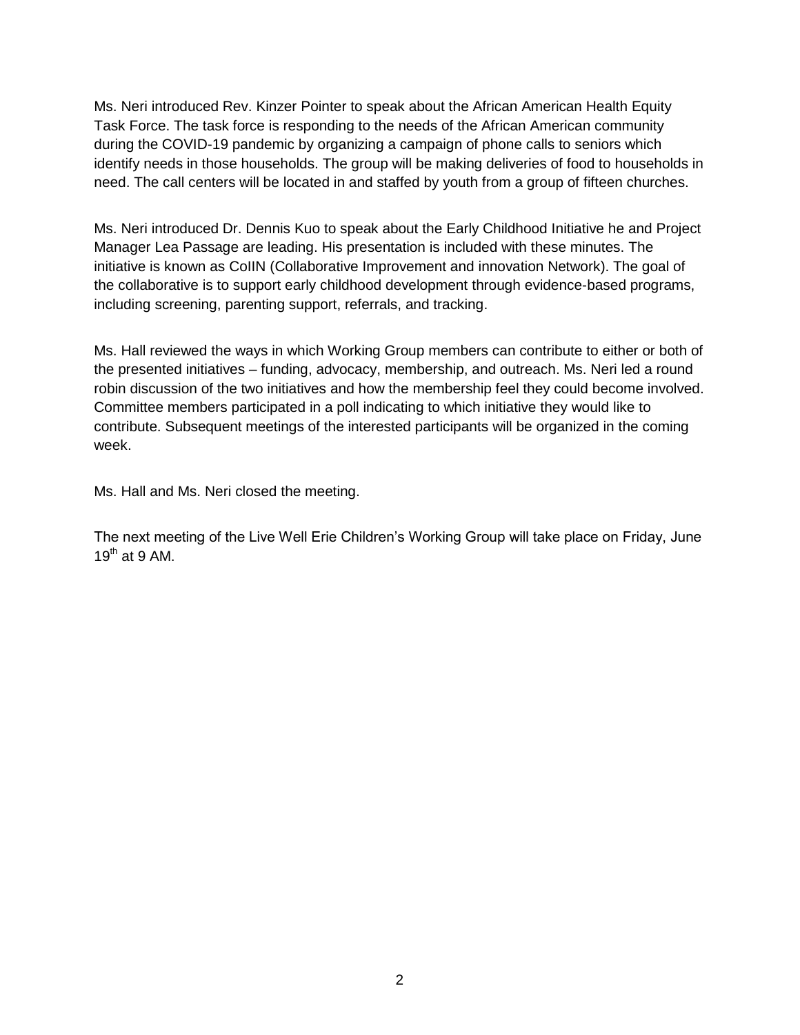Ms. Neri introduced Rev. Kinzer Pointer to speak about the African American Health Equity Task Force. The task force is responding to the needs of the African American community during the COVID-19 pandemic by organizing a campaign of phone calls to seniors which identify needs in those households. The group will be making deliveries of food to households in need. The call centers will be located in and staffed by youth from a group of fifteen churches.

Ms. Neri introduced Dr. Dennis Kuo to speak about the Early Childhood Initiative he and Project Manager Lea Passage are leading. His presentation is included with these minutes. The initiative is known as CoIIN (Collaborative Improvement and innovation Network). The goal of the collaborative is to support early childhood development through evidence-based programs, including screening, parenting support, referrals, and tracking.

Ms. Hall reviewed the ways in which Working Group members can contribute to either or both of the presented initiatives – funding, advocacy, membership, and outreach. Ms. Neri led a round robin discussion of the two initiatives and how the membership feel they could become involved. Committee members participated in a poll indicating to which initiative they would like to contribute. Subsequent meetings of the interested participants will be organized in the coming week.

Ms. Hall and Ms. Neri closed the meeting.

The next meeting of the Live Well Erie Children's Working Group will take place on Friday, June 19th at 9 AM.